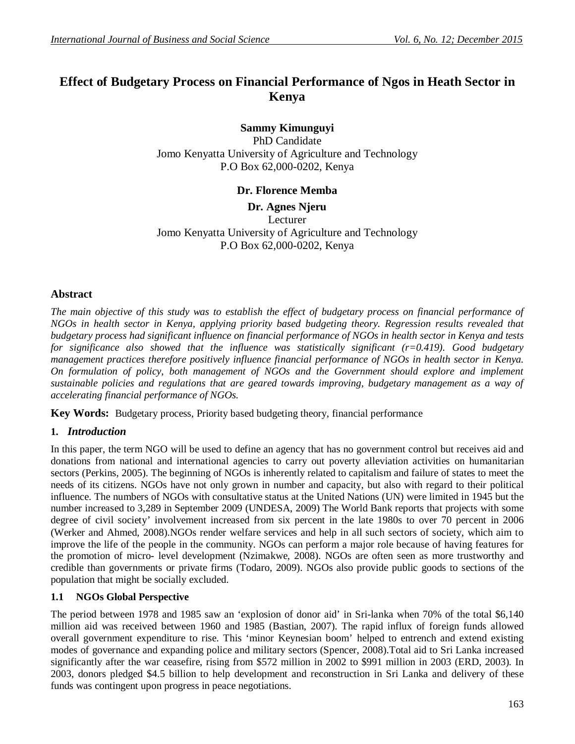# Effect of Budgetary Process on Financial Performance of Ngos in Heath Sector in Kenya

**Sammy Kimunguyi**
PhD Candidate
Jomo Kenyatta University of Agriculture and Technology
P.O Box 62,000-0202, Kenya

**Dr. Florence Memba**

**Dr. Agnes Njeru**
Lecturer
Jomo Kenyatta University of Agriculture and Technology
P.O Box 62,000-0202, Kenya

## Abstract

*The main objective of this study was to establish the effect of budgetary process on financial performance of NGOs in health sector in Kenya, applying priority based budgeting theory. Regression results revealed that budgetary process had significant influence on financial performance of NGOs in health sector in Kenya and tests for significance also showed that the influence was statistically significant (r=0.419). Good budgetary management practices therefore positively influence financial performance of NGOs in health sector in Kenya. On formulation of policy, both management of NGOs and the Government should explore and implement sustainable policies and regulations that are geared towards improving, budgetary management as a way of accelerating financial performance of NGOs.*

**Key Words:** Budgetary process, Priority based budgeting theory, financial performance

## 1. *Introduction*

In this paper, the term NGO will be used to define an agency that has no government control but receives aid and donations from national and international agencies to carry out poverty alleviation activities on humanitarian sectors (Perkins, 2005). The beginning of NGOs is inherently related to capitalism and failure of states to meet the needs of its citizens. NGOs have not only grown in number and capacity, but also with regard to their political influence. The numbers of NGOs with consultative status at the United Nations (UN) were limited in 1945 but the number increased to 3,289 in September 2009 (UNDESA, 2009) The World Bank reports that projects with some degree of civil society' involvement increased from six percent in the late 1980s to over 70 percent in 2006 (Werker and Ahmed, 2008).NGOs render welfare services and help in all such sectors of society, which aim to improve the life of the people in the community. NGOs can perform a major role because of having features for the promotion of micro- level development (Nzimakwe, 2008). NGOs are often seen as more trustworthy and credible than governments or private firms (Todaro, 2009). NGOs also provide public goods to sections of the population that might be socially excluded.

### 1.1 NGOs Global Perspective

The period between 1978 and 1985 saw an 'explosion of donor aid' in Sri-lanka when 70% of the total $6,140 million aid was received between 1960 and 1985 (Bastian, 2007). The rapid influx of foreign funds allowed overall government expenditure to rise. This 'minor Keynesian boom' helped to entrench and extend existing modes of governance and expanding police and military sectors (Spencer, 2008).Total aid to Sri Lanka increased significantly after the war ceasefire, rising from $572 million in 2002 to $991 million in 2003 (ERD, 2003). In 2003, donors pledged $4.5 billion to help development and reconstruction in Sri Lanka and delivery of these funds was contingent upon progress in peace negotiations.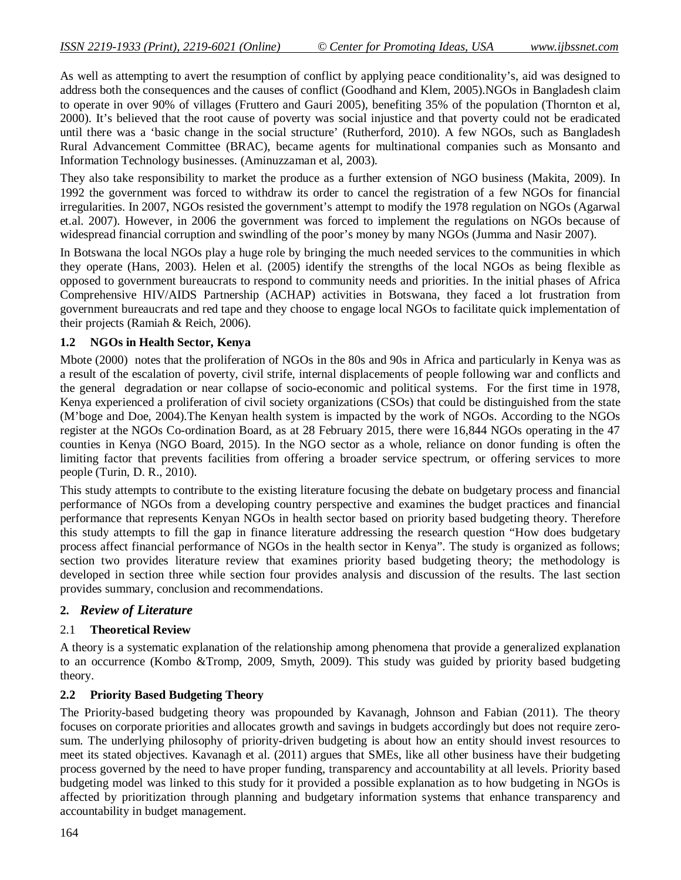As well as attempting to avert the resumption of conflict by applying peace conditionality's, aid was designed to address both the consequences and the causes of conflict (Goodhand and Klem, 2005).NGOs in Bangladesh claim to operate in over 90% of villages (Fruttero and Gauri 2005), benefiting 35% of the population (Thornton et al, 2000). It's believed that the root cause of poverty was social injustice and that poverty could not be eradicated until there was a 'basic change in the social structure' (Rutherford, 2010). A few NGOs, such as Bangladesh Rural Advancement Committee (BRAC), became agents for multinational companies such as Monsanto and Information Technology businesses. (Aminuzzaman et al, 2003).

They also take responsibility to market the produce as a further extension of NGO business (Makita, 2009). In 1992 the government was forced to withdraw its order to cancel the registration of a few NGOs for financial irregularities. In 2007, NGOs resisted the government's attempt to modify the 1978 regulation on NGOs (Agarwal et.al. 2007). However, in 2006 the government was forced to implement the regulations on NGOs because of widespread financial corruption and swindling of the poor's money by many NGOs (Jumma and Nasir 2007).

In Botswana the local NGOs play a huge role by bringing the much needed services to the communities in which they operate (Hans, 2003). Helen et al. (2005) identify the strengths of the local NGOs as being flexible as opposed to government bureaucrats to respond to community needs and priorities. In the initial phases of Africa Comprehensive HIV/AIDS Partnership (ACHAP) activities in Botswana, they faced a lot frustration from government bureaucrats and red tape and they choose to engage local NGOs to facilitate quick implementation of their projects (Ramiah & Reich, 2006).

### 1.2 NGOs in Health Sector, Kenya

Mbote (2000) notes that the proliferation of NGOs in the 80s and 90s in Africa and particularly in Kenya was as a result of the escalation of poverty, civil strife, internal displacements of people following war and conflicts and the general degradation or near collapse of socio-economic and political systems. For the first time in 1978, Kenya experienced a proliferation of civil society organizations (CSOs) that could be distinguished from the state (M'boge and Doe, 2004).The Kenyan health system is impacted by the work of NGOs. According to the NGOs register at the NGOs Co-ordination Board, as at 28 February 2015, there were 16,844 NGOs operating in the 47 counties in Kenya (NGO Board, 2015). In the NGO sector as a whole, reliance on donor funding is often the limiting factor that prevents facilities from offering a broader service spectrum, or offering services to more people (Turin, D. R., 2010).

This study attempts to contribute to the existing literature focusing the debate on budgetary process and financial performance of NGOs from a developing country perspective and examines the budget practices and financial performance that represents Kenyan NGOs in health sector based on priority based budgeting theory. Therefore this study attempts to fill the gap in finance literature addressing the research question "How does budgetary process affect financial performance of NGOs in the health sector in Kenya". The study is organized as follows; section two provides literature review that examines priority based budgeting theory; the methodology is developed in section three while section four provides analysis and discussion of the results. The last section provides summary, conclusion and recommendations.

## 2. *Review of Literature*

### 2.1 Theoretical Review

A theory is a systematic explanation of the relationship among phenomena that provide a generalized explanation to an occurrence (Kombo &Tromp, 2009, Smyth, 2009). This study was guided by priority based budgeting theory.

### 2.2 Priority Based Budgeting Theory

The Priority-based budgeting theory was propounded by Kavanagh, Johnson and Fabian (2011). The theory focuses on corporate priorities and allocates growth and savings in budgets accordingly but does not require zero-sum. The underlying philosophy of priority-driven budgeting is about how an entity should invest resources to meet its stated objectives. Kavanagh et al. (2011) argues that SMEs, like all other business have their budgeting process governed by the need to have proper funding, transparency and accountability at all levels. Priority based budgeting model was linked to this study for it provided a possible explanation as to how budgeting in NGOs is affected by prioritization through planning and budgetary information systems that enhance transparency and accountability in budget management.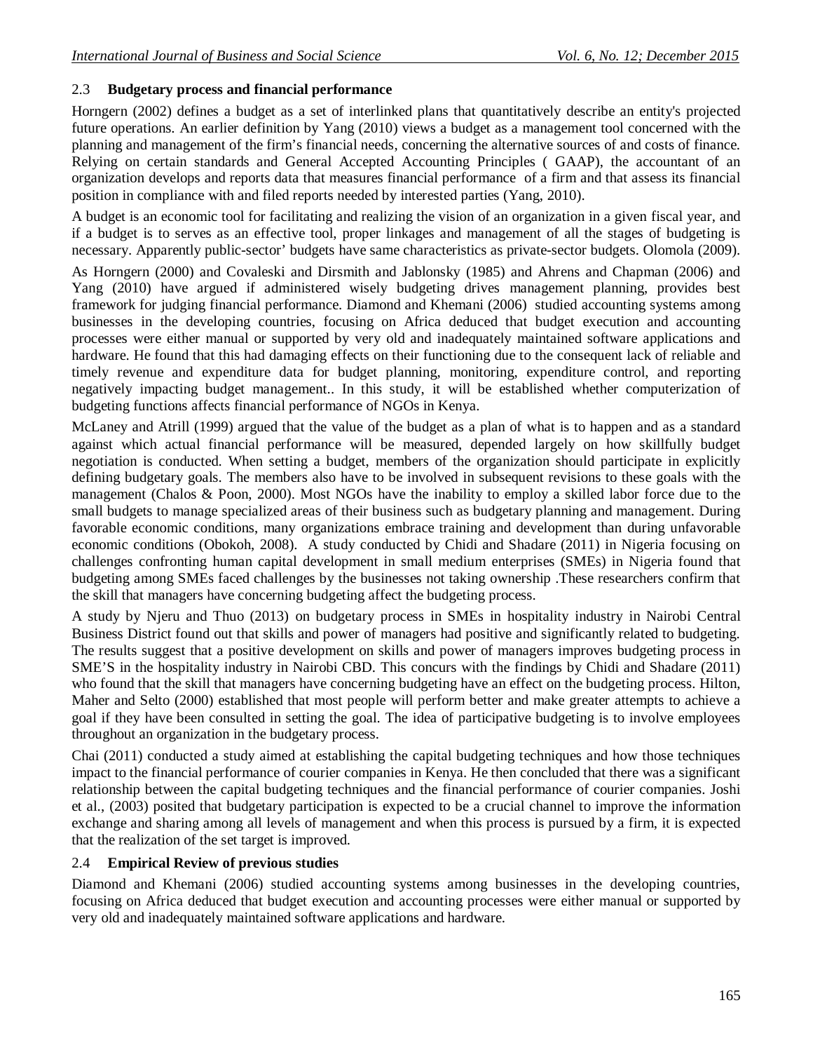### 2.3 Budgetary process and financial performance

Horngern (2002) defines a budget as a set of interlinked plans that quantitatively describe an entity's projected future operations. An earlier definition by Yang (2010) views a budget as a management tool concerned with the planning and management of the firm's financial needs, concerning the alternative sources of and costs of finance. Relying on certain standards and General Accepted Accounting Principles ( GAAP), the accountant of an organization develops and reports data that measures financial performance of a firm and that assess its financial position in compliance with and filed reports needed by interested parties (Yang, 2010).

A budget is an economic tool for facilitating and realizing the vision of an organization in a given fiscal year, and if a budget is to serves as an effective tool, proper linkages and management of all the stages of budgeting is necessary. Apparently public-sector' budgets have same characteristics as private-sector budgets. Olomola (2009).

As Horngern (2000) and Covaleski and Dirsmith and Jablonsky (1985) and Ahrens and Chapman (2006) and Yang (2010) have argued if administered wisely budgeting drives management planning, provides best framework for judging financial performance. Diamond and Khemani (2006) studied accounting systems among businesses in the developing countries, focusing on Africa deduced that budget execution and accounting processes were either manual or supported by very old and inadequately maintained software applications and hardware. He found that this had damaging effects on their functioning due to the consequent lack of reliable and timely revenue and expenditure data for budget planning, monitoring, expenditure control, and reporting negatively impacting budget management.. In this study, it will be established whether computerization of budgeting functions affects financial performance of NGOs in Kenya.

McLaney and Atrill (1999) argued that the value of the budget as a plan of what is to happen and as a standard against which actual financial performance will be measured, depended largely on how skillfully budget negotiation is conducted. When setting a budget, members of the organization should participate in explicitly defining budgetary goals. The members also have to be involved in subsequent revisions to these goals with the management (Chalos & Poon, 2000). Most NGOs have the inability to employ a skilled labor force due to the small budgets to manage specialized areas of their business such as budgetary planning and management. During favorable economic conditions, many organizations embrace training and development than during unfavorable economic conditions (Obokoh, 2008). A study conducted by Chidi and Shadare (2011) in Nigeria focusing on challenges confronting human capital development in small medium enterprises (SMEs) in Nigeria found that budgeting among SMEs faced challenges by the businesses not taking ownership .These researchers confirm that the skill that managers have concerning budgeting affect the budgeting process.

A study by Njeru and Thuo (2013) on budgetary process in SMEs in hospitality industry in Nairobi Central Business District found out that skills and power of managers had positive and significantly related to budgeting. The results suggest that a positive development on skills and power of managers improves budgeting process in SME'S in the hospitality industry in Nairobi CBD. This concurs with the findings by Chidi and Shadare (2011) who found that the skill that managers have concerning budgeting have an effect on the budgeting process. Hilton, Maher and Selto (2000) established that most people will perform better and make greater attempts to achieve a goal if they have been consulted in setting the goal. The idea of participative budgeting is to involve employees throughout an organization in the budgetary process.

Chai (2011) conducted a study aimed at establishing the capital budgeting techniques and how those techniques impact to the financial performance of courier companies in Kenya. He then concluded that there was a significant relationship between the capital budgeting techniques and the financial performance of courier companies. Joshi et al., (2003) posited that budgetary participation is expected to be a crucial channel to improve the information exchange and sharing among all levels of management and when this process is pursued by a firm, it is expected that the realization of the set target is improved.

### 2.4 Empirical Review of previous studies

Diamond and Khemani (2006) studied accounting systems among businesses in the developing countries, focusing on Africa deduced that budget execution and accounting processes were either manual or supported by very old and inadequately maintained software applications and hardware.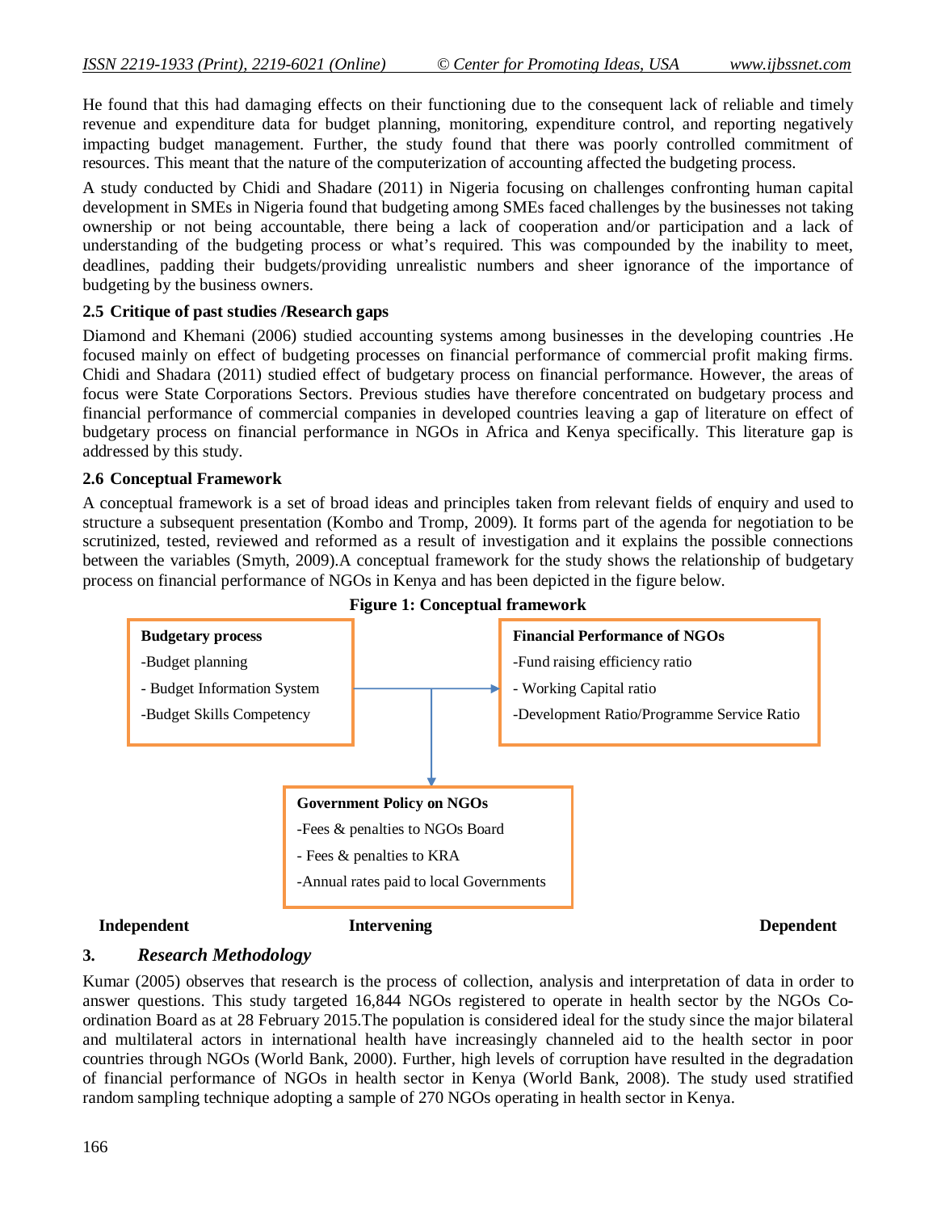He found that this had damaging effects on their functioning due to the consequent lack of reliable and timely revenue and expenditure data for budget planning, monitoring, expenditure control, and reporting negatively impacting budget management. Further, the study found that there was poorly controlled commitment of resources. This meant that the nature of the computerization of accounting affected the budgeting process.

A study conducted by Chidi and Shadare (2011) in Nigeria focusing on challenges confronting human capital development in SMEs in Nigeria found that budgeting among SMEs faced challenges by the businesses not taking ownership or not being accountable, there being a lack of cooperation and/or participation and a lack of understanding of the budgeting process or what's required. This was compounded by the inability to meet, deadlines, padding their budgets/providing unrealistic numbers and sheer ignorance of the importance of budgeting by the business owners.

### 2.5 Critique of past studies /Research gaps

Diamond and Khemani (2006) studied accounting systems among businesses in the developing countries .He focused mainly on effect of budgeting processes on financial performance of commercial profit making firms. Chidi and Shadara (2011) studied effect of budgetary process on financial performance. However, the areas of focus were State Corporations Sectors. Previous studies have therefore concentrated on budgetary process and financial performance of commercial companies in developed countries leaving a gap of literature on effect of budgetary process on financial performance in NGOs in Africa and Kenya specifically. This literature gap is addressed by this study.

### 2.6 Conceptual Framework

A conceptual framework is a set of broad ideas and principles taken from relevant fields of enquiry and used to structure a subsequent presentation (Kombo and Tromp, 2009). It forms part of the agenda for negotiation to be scrutinized, tested, reviewed and reformed as a result of investigation and it explains the possible connections between the variables (Smyth, 2009).A conceptual framework for the study shows the relationship of budgetary process on financial performance of NGOs in Kenya and has been depicted in the figure below.

**Figure 1: Conceptual framework**

**Budgetary process**
- Budget planning
- Budget Information System
- Budget Skills Competency

**Financial Performance of NGOs**
- Fund raising efficiency ratio
- Working Capital ratio
- Development Ratio/Programme Service Ratio

**Government Policy on NGOs**
- Fees & penalties to NGOs Board
- Fees & penalties to KRA
- Annual rates paid to local Governments

**Independent** **Intervening** **Dependent**

## 3. *Research Methodology*

Kumar (2005) observes that research is the process of collection, analysis and interpretation of data in order to answer questions. This study targeted 16,844 NGOs registered to operate in health sector by the NGOs Co-ordination Board as at 28 February 2015.The population is considered ideal for the study since the major bilateral and multilateral actors in international health have increasingly channeled aid to the health sector in poor countries through NGOs (World Bank, 2000). Further, high levels of corruption have resulted in the degradation of financial performance of NGOs in health sector in Kenya (World Bank, 2008). The study used stratified random sampling technique adopting a sample of 270 NGOs operating in health sector in Kenya.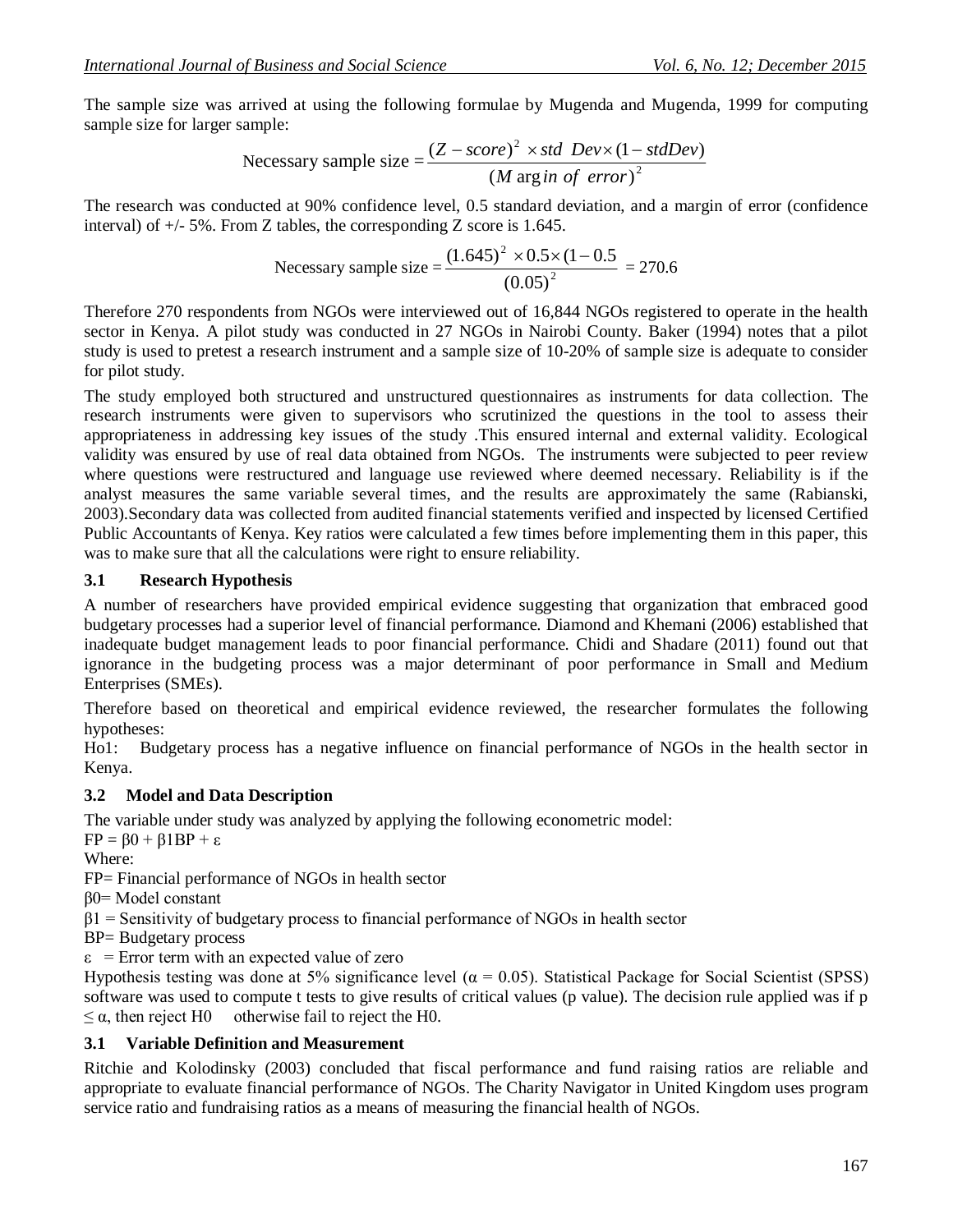The sample size was arrived at using the following formulae by Mugenda and Mugenda, 1999 for computing sample size for larger sample:

$$\text{Necessary sample size} = \frac{(Z-score)^2 \times std\ \ Dev \times (1 - stdDev)}{(M\arg in\ of\ \ error)^2}$$

The research was conducted at 90% confidence level, 0.5 standard deviation, and a margin of error (confidence interval) of +/- 5%. From Z tables, the corresponding Z score is 1.645.

$$\text{Necessary sample size} = \frac{(1.645)^2 \times 0.5 \times (1-0.5}{(0.05)^2} = 270.6$$

Therefore 270 respondents from NGOs were interviewed out of 16,844 NGOs registered to operate in the health sector in Kenya. A pilot study was conducted in 27 NGOs in Nairobi County. Baker (1994) notes that a pilot study is used to pretest a research instrument and a sample size of 10-20% of sample size is adequate to consider for pilot study.

The study employed both structured and unstructured questionnaires as instruments for data collection. The research instruments were given to supervisors who scrutinized the questions in the tool to assess their appropriateness in addressing key issues of the study .This ensured internal and external validity. Ecological validity was ensured by use of real data obtained from NGOs. The instruments were subjected to peer review where questions were restructured and language use reviewed where deemed necessary. Reliability is if the analyst measures the same variable several times, and the results are approximately the same (Rabianski, 2003).Secondary data was collected from audited financial statements verified and inspected by licensed Certified Public Accountants of Kenya. Key ratios were calculated a few times before implementing them in this paper, this was to make sure that all the calculations were right to ensure reliability.

### 3.1 Research Hypothesis

A number of researchers have provided empirical evidence suggesting that organization that embraced good budgetary processes had a superior level of financial performance. Diamond and Khemani (2006) established that inadequate budget management leads to poor financial performance. Chidi and Shadare (2011) found out that ignorance in the budgeting process was a major determinant of poor performance in Small and Medium Enterprises (SMEs).

Therefore based on theoretical and empirical evidence reviewed, the researcher formulates the following hypotheses:

Ho1: Budgetary process has a negative influence on financial performance of NGOs in the health sector in Kenya.

### 3.2 Model and Data Description

The variable under study was analyzed by applying the following econometric model:

$FP = \beta 0 + \beta 1BP + \varepsilon$

Where:

FP= Financial performance of NGOs in health sector

$\beta 0$= Model constant

$\beta 1$ = Sensitivity of budgetary process to financial performance of NGOs in health sector

BP= Budgetary process

$\varepsilon$ = Error term with an expected value of zero

Hypothesis testing was done at 5% significance level ($\alpha = 0.05$). Statistical Package for Social Scientist (SPSS) software was used to compute t tests to give results of critical values (p value). The decision rule applied was if $p \leq \alpha$, then reject H0 otherwise fail to reject the H0.

### 3.1 Variable Definition and Measurement

Ritchie and Kolodinsky (2003) concluded that fiscal performance and fund raising ratios are reliable and appropriate to evaluate financial performance of NGOs. The Charity Navigator in United Kingdom uses program service ratio and fundraising ratios as a means of measuring the financial health of NGOs.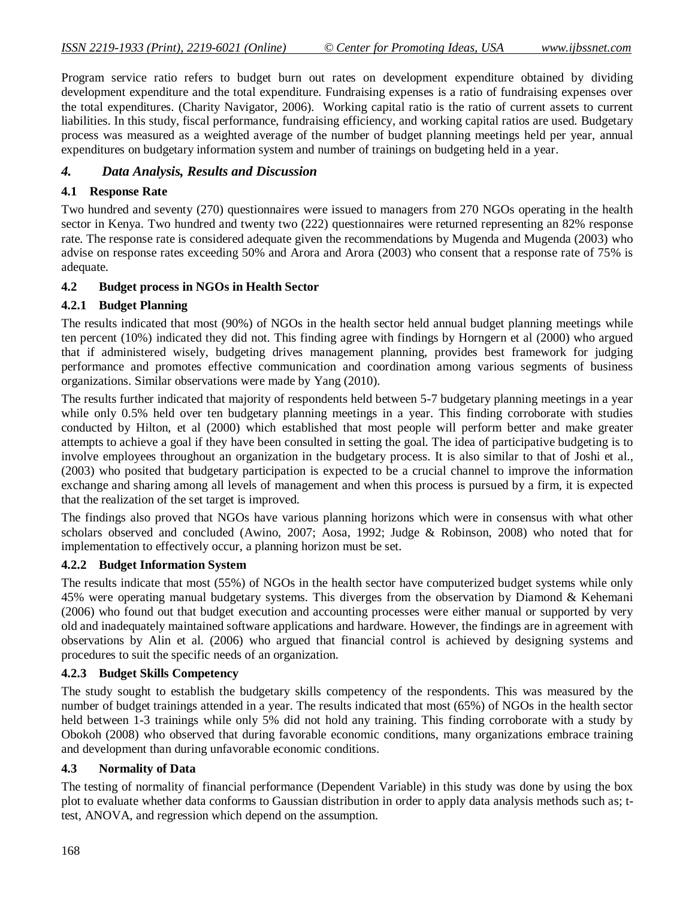Program service ratio refers to budget burn out rates on development expenditure obtained by dividing development expenditure and the total expenditure. Fundraising expenses is a ratio of fundraising expenses over the total expenditures. (Charity Navigator, 2006). Working capital ratio is the ratio of current assets to current liabilities. In this study, fiscal performance, fundraising efficiency, and working capital ratios are used. Budgetary process was measured as a weighted average of the number of budget planning meetings held per year, annual expenditures on budgetary information system and number of trainings on budgeting held in a year.

## *4. Data Analysis, Results and Discussion*

### 4.1 Response Rate

Two hundred and seventy (270) questionnaires were issued to managers from 270 NGOs operating in the health sector in Kenya. Two hundred and twenty two (222) questionnaires were returned representing an 82% response rate. The response rate is considered adequate given the recommendations by Mugenda and Mugenda (2003) who advise on response rates exceeding 50% and Arora and Arora (2003) who consent that a response rate of 75% is adequate.

### 4.2 Budget process in NGOs in Health Sector

#### 4.2.1 Budget Planning

The results indicated that most (90%) of NGOs in the health sector held annual budget planning meetings while ten percent (10%) indicated they did not. This finding agree with findings by Horngern et al (2000) who argued that if administered wisely, budgeting drives management planning, provides best framework for judging performance and promotes effective communication and coordination among various segments of business organizations. Similar observations were made by Yang (2010).

The results further indicated that majority of respondents held between 5-7 budgetary planning meetings in a year while only 0.5% held over ten budgetary planning meetings in a year. This finding corroborate with studies conducted by Hilton, et al (2000) which established that most people will perform better and make greater attempts to achieve a goal if they have been consulted in setting the goal. The idea of participative budgeting is to involve employees throughout an organization in the budgetary process. It is also similar to that of Joshi et al., (2003) who posited that budgetary participation is expected to be a crucial channel to improve the information exchange and sharing among all levels of management and when this process is pursued by a firm, it is expected that the realization of the set target is improved.

The findings also proved that NGOs have various planning horizons which were in consensus with what other scholars observed and concluded (Awino, 2007; Aosa, 1992; Judge & Robinson, 2008) who noted that for implementation to effectively occur, a planning horizon must be set.

#### 4.2.2 Budget Information System

The results indicate that most (55%) of NGOs in the health sector have computerized budget systems while only 45% were operating manual budgetary systems. This diverges from the observation by Diamond & Kehemani (2006) who found out that budget execution and accounting processes were either manual or supported by very old and inadequately maintained software applications and hardware. However, the findings are in agreement with observations by Alin et al. (2006) who argued that financial control is achieved by designing systems and procedures to suit the specific needs of an organization.

#### 4.2.3 Budget Skills Competency

The study sought to establish the budgetary skills competency of the respondents. This was measured by the number of budget trainings attended in a year. The results indicated that most (65%) of NGOs in the health sector held between 1-3 trainings while only 5% did not hold any training. This finding corroborate with a study by Obokoh (2008) who observed that during favorable economic conditions, many organizations embrace training and development than during unfavorable economic conditions.

### 4.3 Normality of Data

The testing of normality of financial performance (Dependent Variable) in this study was done by using the box plot to evaluate whether data conforms to Gaussian distribution in order to apply data analysis methods such as; t-test, ANOVA, and regression which depend on the assumption.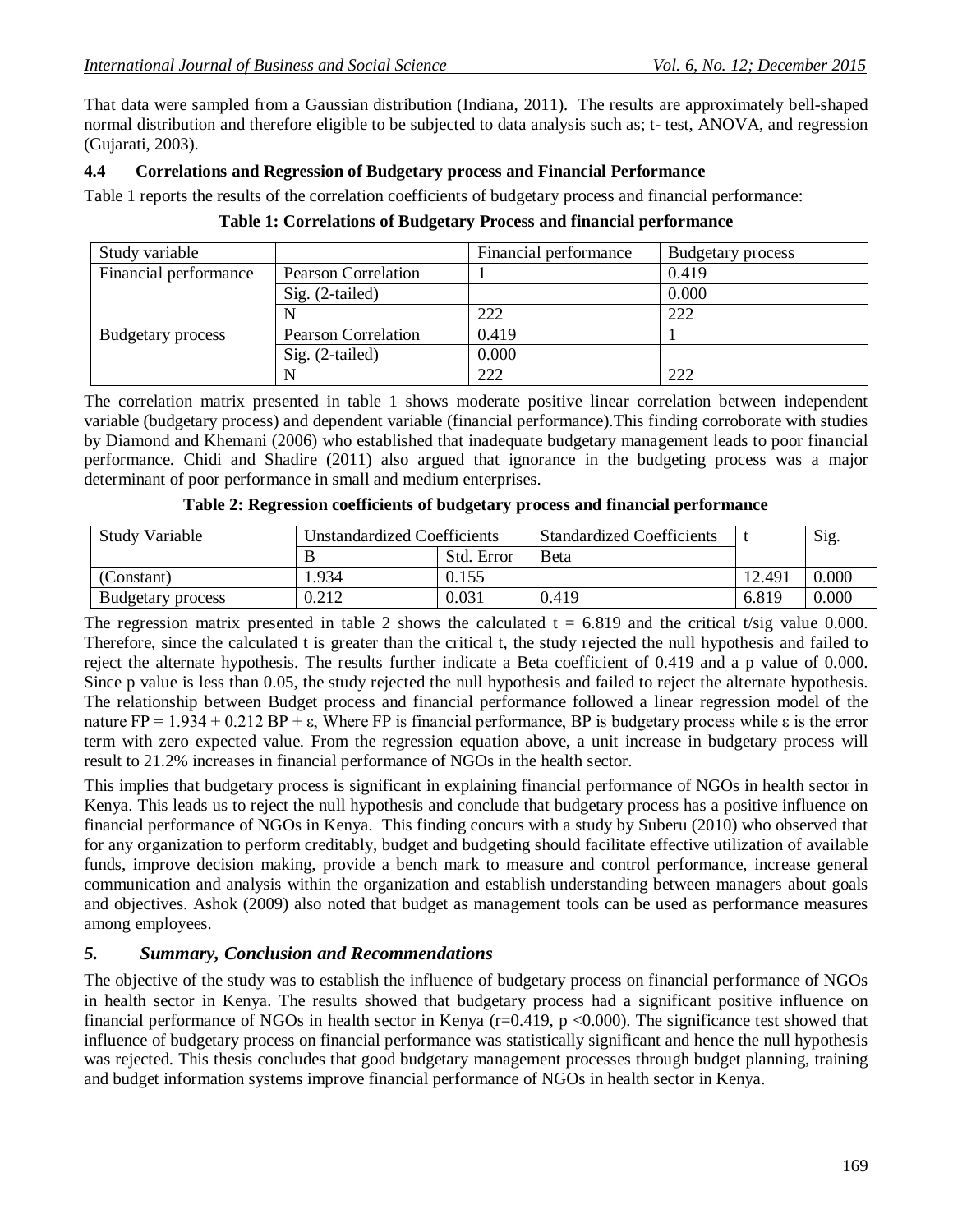That data were sampled from a Gaussian distribution (Indiana, 2011). The results are approximately bell-shaped normal distribution and therefore eligible to be subjected to data analysis such as; t- test, ANOVA, and regression (Gujarati, 2003).

### 4.4 Correlations and Regression of Budgetary process and Financial Performance

Table 1 reports the results of the correlation coefficients of budgetary process and financial performance:

**Table 1: Correlations of Budgetary Process and financial performance**

| Study variable | | Financial performance | Budgetary process |
|---|---|---|---|
| Financial performance | Pearson Correlation | 1 | 0.419 |
| | Sig. (2-tailed) | | 0.000 |
| | N | 222 | 222 |
| Budgetary process | Pearson Correlation | 0.419 | 1 |
| | Sig. (2-tailed) | 0.000 | |
| | N | 222 | 222 |

The correlation matrix presented in table 1 shows moderate positive linear correlation between independent variable (budgetary process) and dependent variable (financial performance).This finding corroborate with studies by Diamond and Khemani (2006) who established that inadequate budgetary management leads to poor financial performance. Chidi and Shadire (2011) also argued that ignorance in the budgeting process was a major determinant of poor performance in small and medium enterprises.

**Table 2: Regression coefficients of budgetary process and financial performance**

| Study Variable | Unstandardized Coefficients | | Standardized Coefficients | t | Sig. |
|---|---|---|---|---|---|
| | B | Std. Error | Beta | | |
| (Constant) | 1.934 | 0.155 | | 12.491 | 0.000 |
| Budgetary process | 0.212 | 0.031 | 0.419 | 6.819 | 0.000 |

The regression matrix presented in table 2 shows the calculated $t = 6.819$ and the critical t/sig value 0.000. Therefore, since the calculated t is greater than the critical t, the study rejected the null hypothesis and failed to reject the alternate hypothesis. The results further indicate a Beta coefficient of 0.419 and a p value of 0.000. Since p value is less than 0.05, the study rejected the null hypothesis and failed to reject the alternate hypothesis. The relationship between Budget process and financial performance followed a linear regression model of the nature $FP = 1.934 + 0.212\ BP + \varepsilon$, Where FP is financial performance, BP is budgetary process while $\varepsilon$ is the error term with zero expected value. From the regression equation above, a unit increase in budgetary process will result to 21.2% increases in financial performance of NGOs in the health sector.

This implies that budgetary process is significant in explaining financial performance of NGOs in health sector in Kenya. This leads us to reject the null hypothesis and conclude that budgetary process has a positive influence on financial performance of NGOs in Kenya. This finding concurs with a study by Suberu (2010) who observed that for any organization to perform creditably, budget and budgeting should facilitate effective utilization of available funds, improve decision making, provide a bench mark to measure and control performance, increase general communication and analysis within the organization and establish understanding between managers about goals and objectives. Ashok (2009) also noted that budget as management tools can be used as performance measures among employees.

## *5. Summary, Conclusion and Recommendations*

The objective of the study was to establish the influence of budgetary process on financial performance of NGOs in health sector in Kenya. The results showed that budgetary process had a significant positive influence on financial performance of NGOs in health sector in Kenya ($r=0.419$, $p <0.000$). The significance test showed that influence of budgetary process on financial performance was statistically significant and hence the null hypothesis was rejected. This thesis concludes that good budgetary management processes through budget planning, training and budget information systems improve financial performance of NGOs in health sector in Kenya.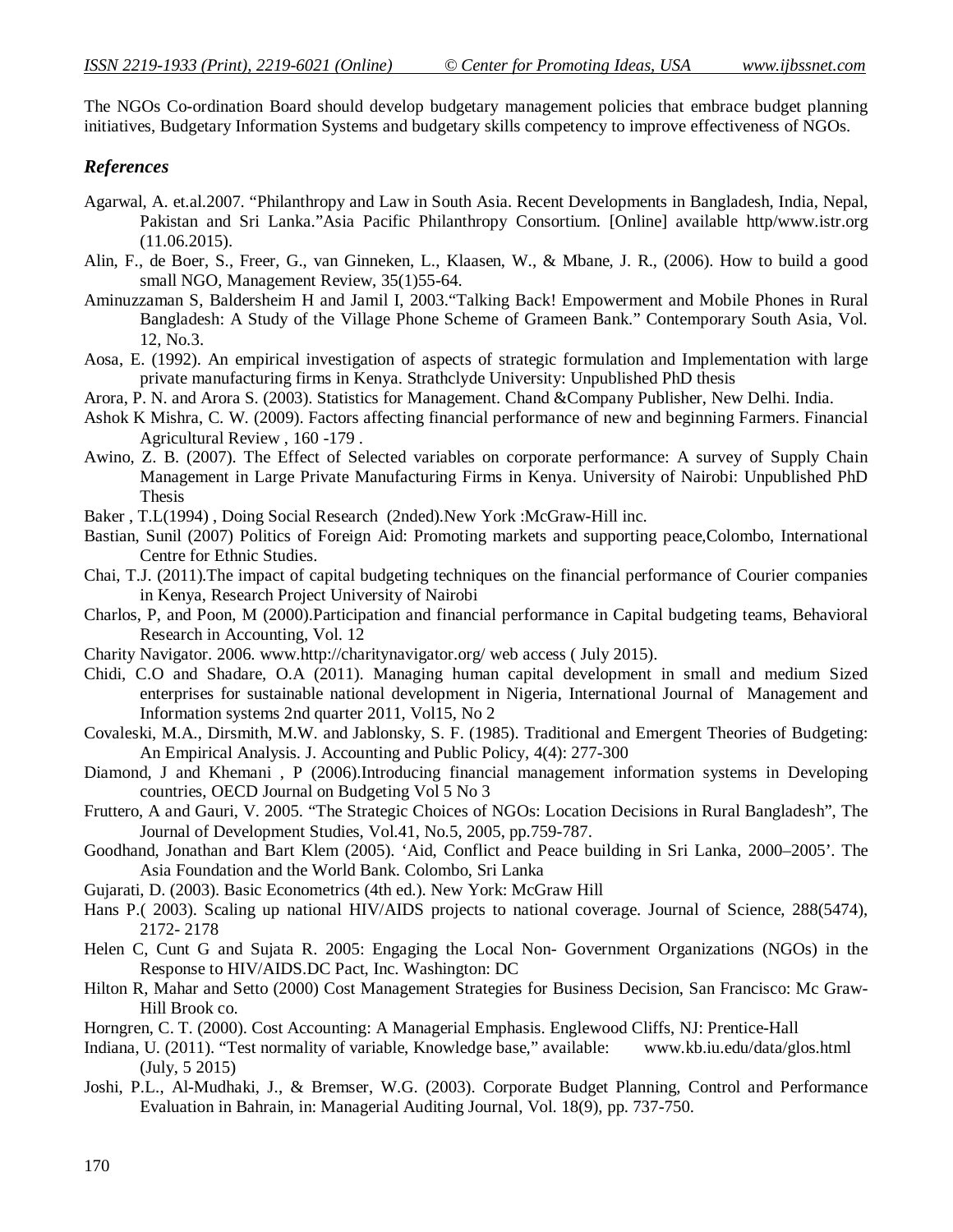The NGOs Co-ordination Board should develop budgetary management policies that embrace budget planning initiatives, Budgetary Information Systems and budgetary skills competency to improve effectiveness of NGOs.

## *References*

Agarwal, A. et.al.2007. "Philanthropy and Law in South Asia. Recent Developments in Bangladesh, India, Nepal, Pakistan and Sri Lanka."Asia Pacific Philanthropy Consortium. [Online] available http/www.istr.org (11.06.2015).

Alin, F., de Boer, S., Freer, G., van Ginneken, L., Klaasen, W., & Mbane, J. R., (2006). How to build a good small NGO, Management Review, 35(1)55-64.

Aminuzzaman S, Baldersheim H and Jamil I, 2003."Talking Back! Empowerment and Mobile Phones in Rural Bangladesh: A Study of the Village Phone Scheme of Grameen Bank." Contemporary South Asia, Vol. 12, No.3.

Aosa, E. (1992). An empirical investigation of aspects of strategic formulation and Implementation with large private manufacturing firms in Kenya. Strathclyde University: Unpublished PhD thesis

Arora, P. N. and Arora S. (2003). Statistics for Management. Chand &Company Publisher, New Delhi. India.

Ashok K Mishra, C. W. (2009). Factors affecting financial performance of new and beginning Farmers. Financial Agricultural Review , 160 -179 .

Awino, Z. B. (2007). The Effect of Selected variables on corporate performance: A survey of Supply Chain Management in Large Private Manufacturing Firms in Kenya. University of Nairobi: Unpublished PhD Thesis

Baker , T.L(1994) , Doing Social Research (2nded).New York :McGraw-Hill inc.

Bastian, Sunil (2007) Politics of Foreign Aid: Promoting markets and supporting peace,Colombo, International Centre for Ethnic Studies.

Chai, T.J. (2011).The impact of capital budgeting techniques on the financial performance of Courier companies in Kenya, Research Project University of Nairobi

Charlos, P, and Poon, M (2000).Participation and financial performance in Capital budgeting teams, Behavioral Research in Accounting, Vol. 12

Charity Navigator. 2006. www.http://charitynavigator.org/ web access ( July 2015).

Chidi, C.O and Shadare, O.A (2011). Managing human capital development in small and medium Sized enterprises for sustainable national development in Nigeria, International Journal of Management and Information systems 2nd quarter 2011, Vol15, No 2

Covaleski, M.A., Dirsmith, M.W. and Jablonsky, S. F. (1985). Traditional and Emergent Theories of Budgeting: An Empirical Analysis. J. Accounting and Public Policy, 4(4): 277-300

Diamond, J and Khemani , P (2006).Introducing financial management information systems in Developing countries, OECD Journal on Budgeting Vol 5 No 3

Fruttero, A and Gauri, V. 2005. "The Strategic Choices of NGOs: Location Decisions in Rural Bangladesh", The Journal of Development Studies, Vol.41, No.5, 2005, pp.759-787.

Goodhand, Jonathan and Bart Klem (2005). 'Aid, Conflict and Peace building in Sri Lanka, 2000–2005'. The Asia Foundation and the World Bank. Colombo, Sri Lanka

Gujarati, D. (2003). Basic Econometrics (4th ed.). New York: McGraw Hill

Hans P.( 2003). Scaling up national HIV/AIDS projects to national coverage. Journal of Science, 288(5474), 2172- 2178

Helen C, Cunt G and Sujata R. 2005: Engaging the Local Non- Government Organizations (NGOs) in the Response to HIV/AIDS.DC Pact, Inc. Washington: DC

Hilton R, Mahar and Setto (2000) Cost Management Strategies for Business Decision, San Francisco: Mc Graw-Hill Brook co.

Horngren, C. T. (2000). Cost Accounting: A Managerial Emphasis. Englewood Cliffs, NJ: Prentice-Hall

Indiana, U. (2011). "Test normality of variable, Knowledge base," available: www.kb.iu.edu/data/glos.html (July, 5 2015)

Joshi, P.L., Al-Mudhaki, J., & Bremser, W.G. (2003). Corporate Budget Planning, Control and Performance Evaluation in Bahrain, in: Managerial Auditing Journal, Vol. 18(9), pp. 737-750.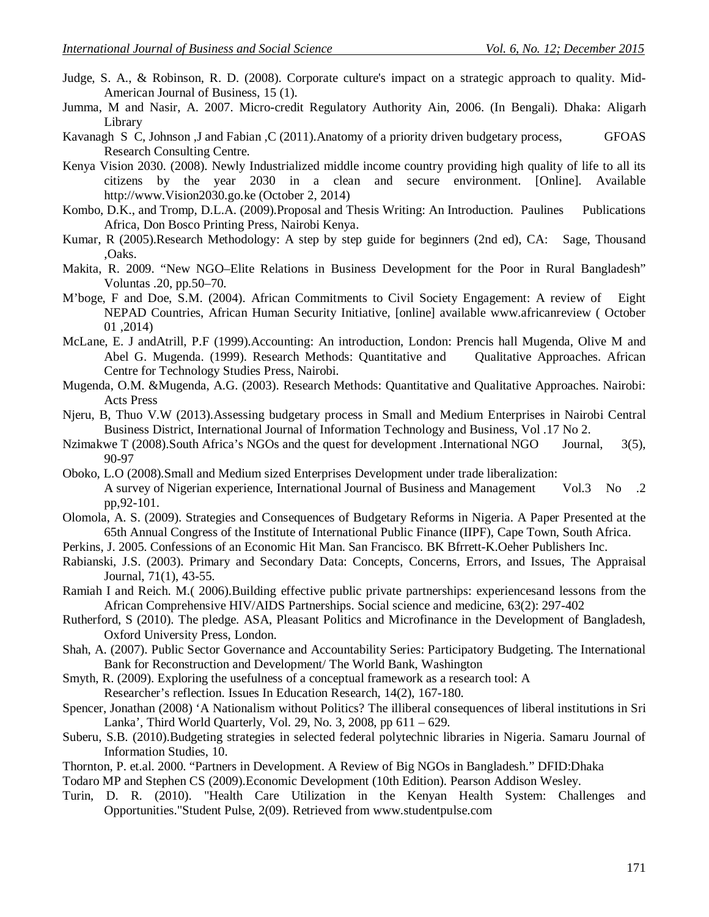Judge, S. A., & Robinson, R. D. (2008). Corporate culture's impact on a strategic approach to quality. Mid-American Journal of Business, 15 (1).

Jumma, M and Nasir, A. 2007. Micro-credit Regulatory Authority Ain, 2006. (In Bengali). Dhaka: Aligarh Library

Kavanagh S C, Johnson ,J and Fabian ,C (2011).Anatomy of a priority driven budgetary process, GFOAS Research Consulting Centre.

Kenya Vision 2030. (2008). Newly Industrialized middle income country providing high quality of life to all its citizens by the year 2030 in a clean and secure environment. [Online]. Available http://www.Vision2030.go.ke (October 2, 2014)

Kombo, D.K., and Tromp, D.L.A. (2009).Proposal and Thesis Writing: An Introduction. Paulines Publications Africa, Don Bosco Printing Press, Nairobi Kenya.

Kumar, R (2005).Research Methodology: A step by step guide for beginners (2nd ed), CA: Sage, Thousand ,Oaks.

Makita, R. 2009. "New NGO–Elite Relations in Business Development for the Poor in Rural Bangladesh" Voluntas .20, pp.50–70.

M'boge, F and Doe, S.M. (2004). African Commitments to Civil Society Engagement: A review of Eight NEPAD Countries, African Human Security Initiative, [online] available www.africanreview ( October 01 ,2014)

McLane, E. J andAtrill, P.F (1999).Accounting: An introduction, London: Prencis hall Mugenda, Olive M and Abel G. Mugenda. (1999). Research Methods: Quantitative and Qualitative Approaches. African Centre for Technology Studies Press, Nairobi.

Mugenda, O.M. &Mugenda, A.G. (2003). Research Methods: Quantitative and Qualitative Approaches. Nairobi: Acts Press

Njeru, B, Thuo V.W (2013).Assessing budgetary process in Small and Medium Enterprises in Nairobi Central Business District, International Journal of Information Technology and Business, Vol .17 No 2.

Nzimakwe T (2008).South Africa's NGOs and the quest for development .International NGO Journal, 3(5), 90-97

Oboko, L.O (2008).Small and Medium sized Enterprises Development under trade liberalization: A survey of Nigerian experience, International Journal of Business and Management Vol.3 No .2 pp,92-101.

Olomola, A. S. (2009). Strategies and Consequences of Budgetary Reforms in Nigeria. A Paper Presented at the 65th Annual Congress of the Institute of International Public Finance (IIPF), Cape Town, South Africa.

Perkins, J. 2005. Confessions of an Economic Hit Man. San Francisco. BK Bfrrett-K.Oeher Publishers Inc.

Rabianski, J.S. (2003). Primary and Secondary Data: Concepts, Concerns, Errors, and Issues, The Appraisal Journal, 71(1), 43-55.

Ramiah I and Reich. M.( 2006).Building effective public private partnerships: experiencesand lessons from the African Comprehensive HIV/AIDS Partnerships. Social science and medicine, 63(2): 297-402

Rutherford, S (2010). The pledge. ASA, Pleasant Politics and Microfinance in the Development of Bangladesh, Oxford University Press, London.

Shah, A. (2007). Public Sector Governance and Accountability Series: Participatory Budgeting. The International Bank for Reconstruction and Development/ The World Bank, Washington

Smyth, R. (2009). Exploring the usefulness of a conceptual framework as a research tool: A Researcher's reflection. Issues In Education Research, 14(2), 167-180.

Spencer, Jonathan (2008) 'A Nationalism without Politics? The illiberal consequences of liberal institutions in Sri Lanka', Third World Quarterly, Vol. 29, No. 3, 2008, pp 611 – 629.

Suberu, S.B. (2010).Budgeting strategies in selected federal polytechnic libraries in Nigeria. Samaru Journal of Information Studies, 10.

Thornton, P. et.al. 2000. "Partners in Development. A Review of Big NGOs in Bangladesh." DFID:Dhaka

Todaro MP and Stephen CS (2009).Economic Development (10th Edition). Pearson Addison Wesley.

Turin, D. R. (2010). "Health Care Utilization in the Kenyan Health System: Challenges and Opportunities."Student Pulse, 2(09). Retrieved from www.studentpulse.com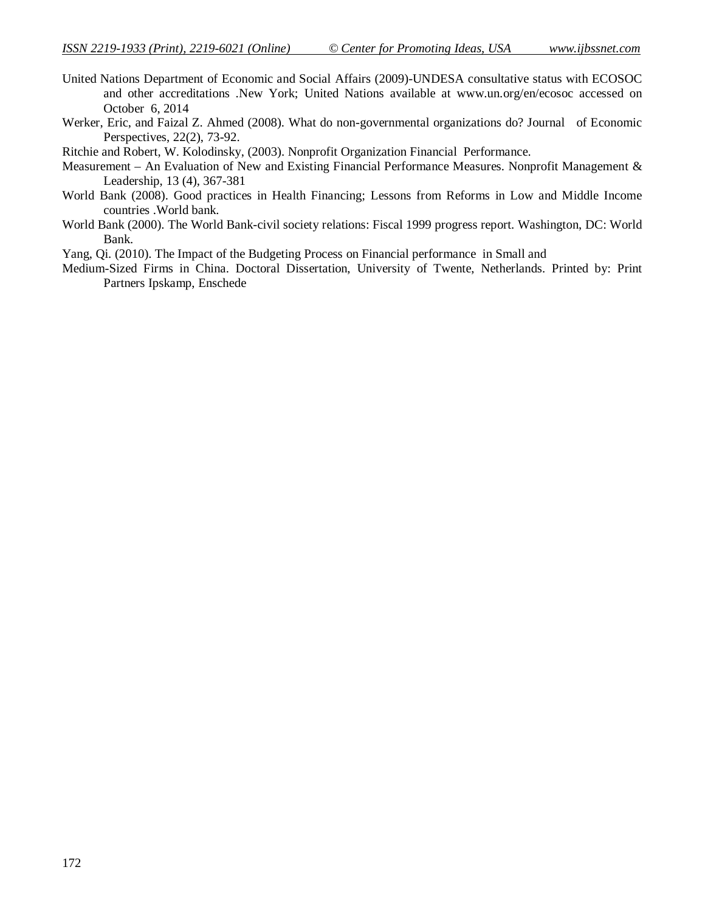United Nations Department of Economic and Social Affairs (2009)-UNDESA consultative status with ECOSOC and other accreditations .New York; United Nations available at www.un.org/en/ecosoc accessed on October 6, 2014

Werker, Eric, and Faizal Z. Ahmed (2008). What do non-governmental organizations do? Journal of Economic Perspectives, 22(2), 73-92.

Ritchie and Robert, W. Kolodinsky, (2003). Nonprofit Organization Financial Performance.

Measurement – An Evaluation of New and Existing Financial Performance Measures. Nonprofit Management & Leadership, 13 (4), 367-381

World Bank (2008). Good practices in Health Financing; Lessons from Reforms in Low and Middle Income countries .World bank.

World Bank (2000). The World Bank-civil society relations: Fiscal 1999 progress report. Washington, DC: World Bank.

Yang, Qi. (2010). The Impact of the Budgeting Process on Financial performance in Small and

Medium-Sized Firms in China. Doctoral Dissertation, University of Twente, Netherlands. Printed by: Print Partners Ipskamp, Enschede